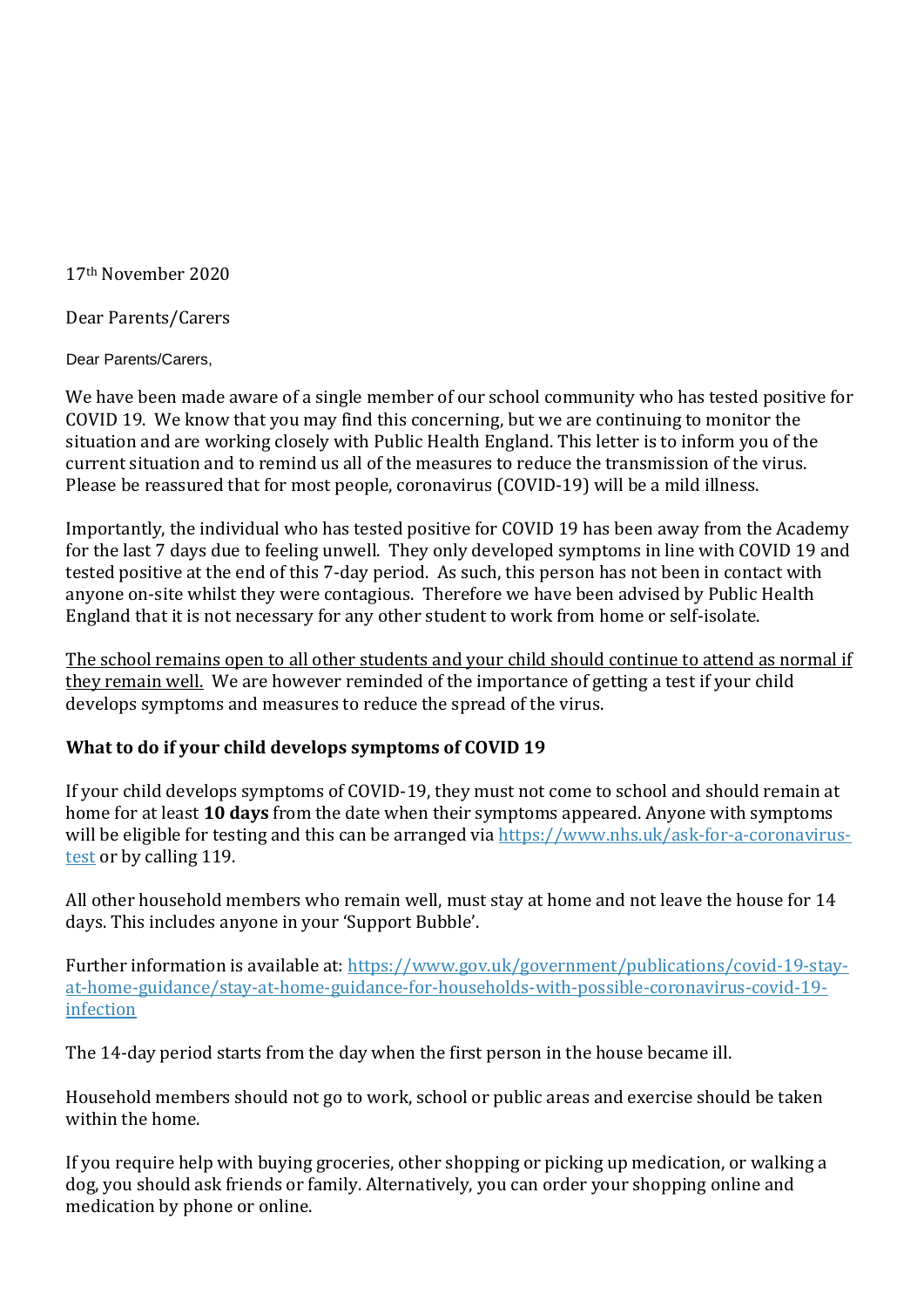17th November 2020

Dear Parents/Carers

Dear Parents/Carers,

We have been made aware of a single member of our school community who has tested positive for COVID 19. We know that you may find this concerning, but we are continuing to monitor the situation and are working closely with Public Health England. This letter is to inform you of the current situation and to remind us all of the measures to reduce the transmission of the virus. Please be reassured that for most people, coronavirus (COVID-19) will be a mild illness.

Importantly, the individual who has tested positive for COVID 19 has been away from the Academy for the last 7 days due to feeling unwell. They only developed symptoms in line with COVID 19 and tested positive at the end of this 7-day period. As such, this person has not been in contact with anyone on-site whilst they were contagious. Therefore we have been advised by Public Health England that it is not necessary for any other student to work from home or self-isolate.

<u>The school remains open to all other students and your child should continue to attend as normal if they remain well.</u> We are however reminded of the importance of getting a test if your child develops symptoms and measures to reduce the spread of the virus.

**What to do if your child develops symptoms of COVID 19**

If your child develops symptoms of COVID-19, they must not come to school and should remain at home for at least **10 days** from the date when their symptoms appeared. Anyone with symptoms will be eligible for testing and this can be arranged via [https://www.nhs.uk/ask-for-a-coronavirus-test](https://www.nhs.uk/ask-for-a-coronavirus-test) or by calling 119.

All other household members who remain well, must stay at home and not leave the house for 14 days. This includes anyone in your 'Support Bubble'.

Further information is available at: [https://www.gov.uk/government/publications/covid-19-stay-at-home-guidance/stay-at-home-guidance-for-households-with-possible-coronavirus-covid-19-infection](https://www.gov.uk/government/publications/covid-19-stay-at-home-guidance/stay-at-home-guidance-for-households-with-possible-coronavirus-covid-19-infection)

The 14-day period starts from the day when the first person in the house became ill.

Household members should not go to work, school or public areas and exercise should be taken within the home.

If you require help with buying groceries, other shopping or picking up medication, or walking a dog, you should ask friends or family. Alternatively, you can order your shopping online and medication by phone or online.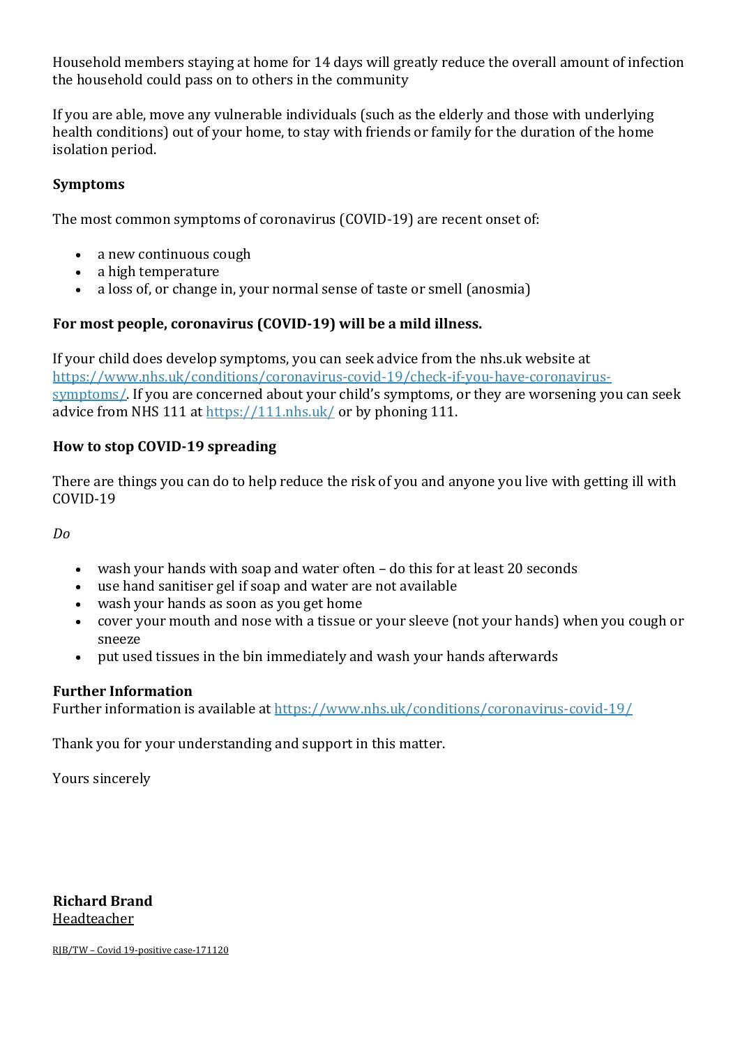Household members staying at home for 14 days will greatly reduce the overall amount of infection the household could pass on to others in the community

If you are able, move any vulnerable individuals (such as the elderly and those with underlying health conditions) out of your home, to stay with friends or family for the duration of the home isolation period.

**Symptoms**

The most common symptoms of coronavirus (COVID-19) are recent onset of:

- a new continuous cough
- a high temperature
- a loss of, or change in, your normal sense of taste or smell (anosmia)

**For most people, coronavirus (COVID-19) will be a mild illness.**

If your child does develop symptoms, you can seek advice from the nhs.uk website at https://www.nhs.uk/conditions/coronavirus-covid-19/check-if-you-have-coronavirus-symptoms/. If you are concerned about your child's symptoms, or they are worsening you can seek advice from NHS 111 at https://111.nhs.uk/ or by phoning 111.

**How to stop COVID-19 spreading**

There are things you can do to help reduce the risk of you and anyone you live with getting ill with COVID-19

*Do*

- wash your hands with soap and water often – do this for at least 20 seconds
- use hand sanitiser gel if soap and water are not available
- wash your hands as soon as you get home
- cover your mouth and nose with a tissue or your sleeve (not your hands) when you cough or sneeze
- put used tissues in the bin immediately and wash your hands afterwards

**Further Information**

Further information is available at https://www.nhs.uk/conditions/coronavirus-covid-19/

Thank you for your understanding and support in this matter.

Yours sincerely

**Richard Brand**
Headteacher

RJB/TW – Covid 19-positive case-171120